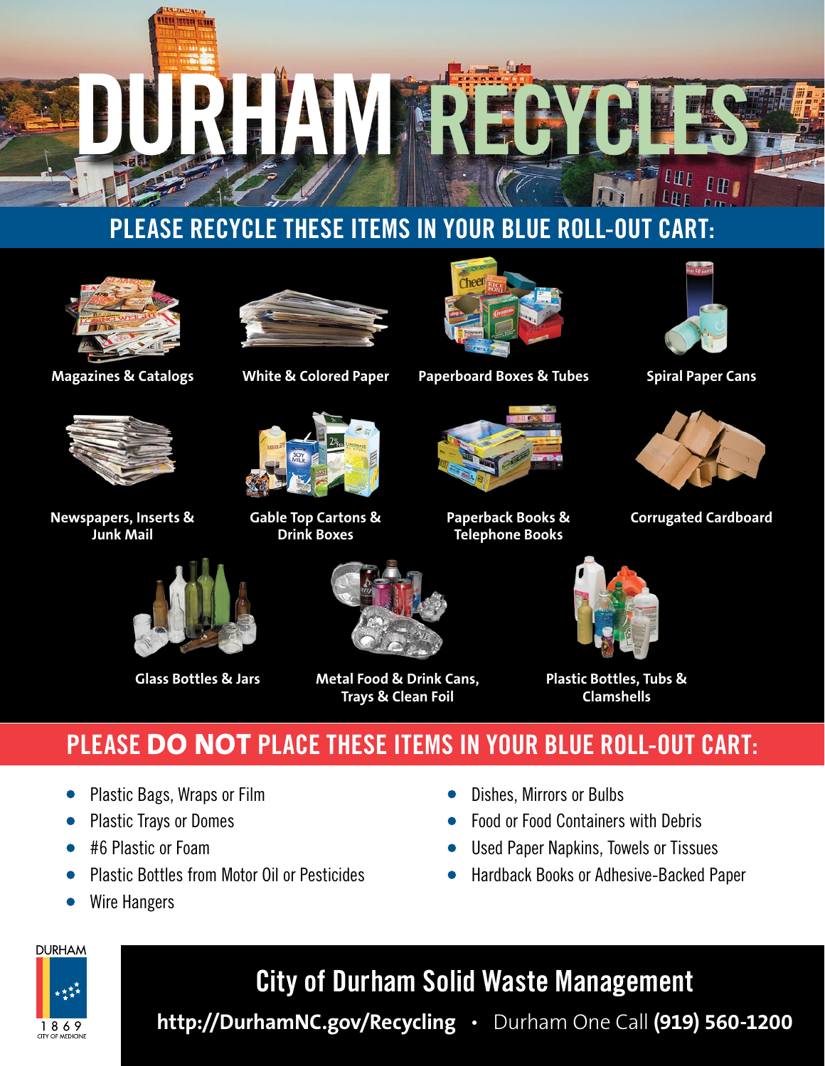# DURHAM RECYCLES

## PLEASE RECYCLE THESE ITEMS IN YOUR BLUE ROLL-OUT CART:

- Magazines & Catalogs
- White & Colored Paper
- Paperboard Boxes & Tubes
- Spiral Paper Cans
- Newspapers, Inserts & Junk Mail
- Gable Top Cartons & Drink Boxes
- Paperback Books & Telephone Books
- Corrugated Cardboard
- Glass Bottles & Jars
- Metal Food & Drink Cans, Trays & Clean Foil
- Plastic Bottles, Tubs & Clamshells

## PLEASE **DO NOT** PLACE THESE ITEMS IN YOUR BLUE ROLL-OUT CART:

- Plastic Bags, Wraps or Film
- Plastic Trays or Domes
- #6 Plastic or Foam
- Plastic Bottles from Motor Oil or Pesticides
- Wire Hangers
- Dishes, Mirrors or Bulbs
- Food or Food Containers with Debris
- Used Paper Napkins, Towels or Tissues
- Hardback Books or Adhesive-Backed Paper

DURHAM
1869
CITY OF MEDICINE

## City of Durham Solid Waste Management

**http://DurhamNC.gov/Recycling** • Durham One Call **(919) 560-1200**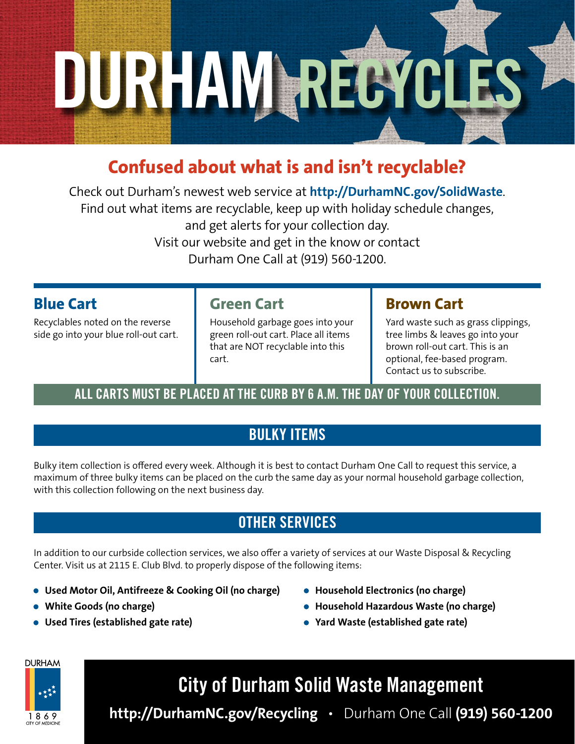# DURHAM RECYCLES

## Confused about what is and isn't recyclable?

Check out Durham's newest web service at **http://DurhamNC.gov/SolidWaste**.
Find out what items are recyclable, keep up with holiday schedule changes, and get alerts for your collection day.
Visit our website and get in the know or contact Durham One Call at (919) 560-1200.

### Blue Cart

Recyclables noted on the reverse side go into your blue roll-out cart.

### Green Cart

Household garbage goes into your green roll-out cart. Place all items that are NOT recyclable into this cart.

### Brown Cart

Yard waste such as grass clippings, tree limbs & leaves go into your brown roll-out cart. This is an optional, fee-based program. Contact us to subscribe.

**ALL CARTS MUST BE PLACED AT THE CURB BY 6 A.M. THE DAY OF YOUR COLLECTION.**

## BULKY ITEMS

Bulky item collection is offered every week. Although it is best to contact Durham One Call to request this service, a maximum of three bulky items can be placed on the curb the same day as your normal household garbage collection, with this collection following on the next business day.

## OTHER SERVICES

In addition to our curbside collection services, we also offer a variety of services at our Waste Disposal & Recycling Center. Visit us at 2115 E. Club Blvd. to properly dispose of the following items:

- **Used Motor Oil, Antifreeze & Cooking Oil (no charge)**
- **White Goods (no charge)**
- **Used Tires (established gate rate)**
- **Household Electronics (no charge)**
- **Household Hazardous Waste (no charge)**
- **Yard Waste (established gate rate)**

DURHAM
1869
CITY OF MEDICINE

## City of Durham Solid Waste Management

**http://DurhamNC.gov/Recycling** • Durham One Call **(919) 560-1200**